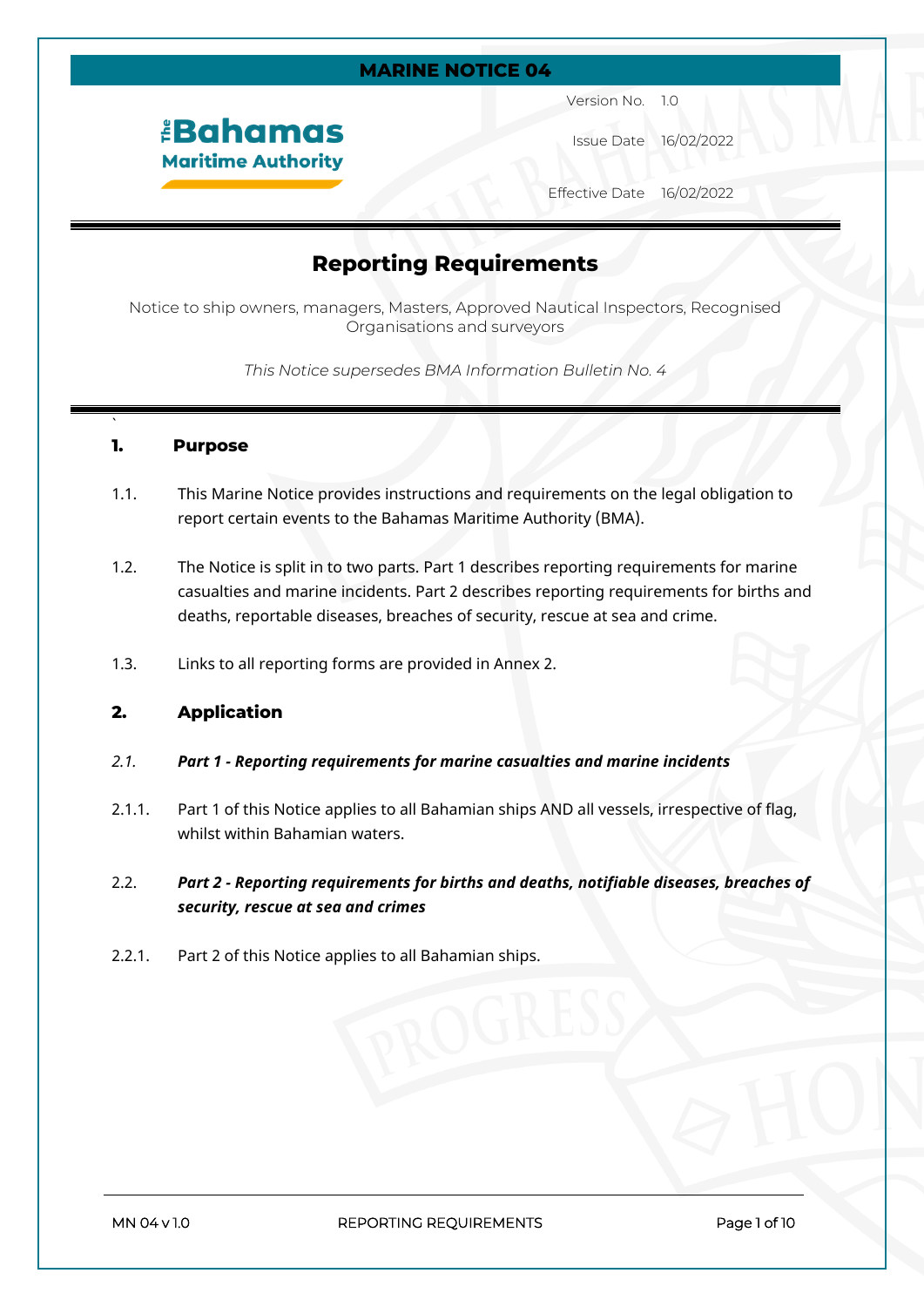**MARINE NOTICE 04**

The Bahamas Maritime Authority

| | |
|---|---|
| Version No. | 1.0 |
| Issue Date | 16/02/2022 |
| Effective Date | 16/02/2022 |

# Reporting Requirements

Notice to ship owners, managers, Masters, Approved Nautical Inspectors, Recognised Organisations and surveyors

*This Notice supersedes BMA Information Bulletin No. 4*

## 1. Purpose

1.1. This Marine Notice provides instructions and requirements on the legal obligation to report certain events to the Bahamas Maritime Authority (BMA).

1.2. The Notice is split in to two parts. Part 1 describes reporting requirements for marine casualties and marine incidents. Part 2 describes reporting requirements for births and deaths, reportable diseases, breaches of security, rescue at sea and crime.

1.3. Links to all reporting forms are provided in Annex 2.

## 2. Application

*2.1.* ***Part 1 - Reporting requirements for marine casualties and marine incidents***

2.1.1. Part 1 of this Notice applies to all Bahamian ships AND all vessels, irrespective of flag, whilst within Bahamian waters.

2.2. ***Part 2 - Reporting requirements for births and deaths, notifiable diseases, breaches of security, rescue at sea and crimes***

2.2.1. Part 2 of this Notice applies to all Bahamian ships.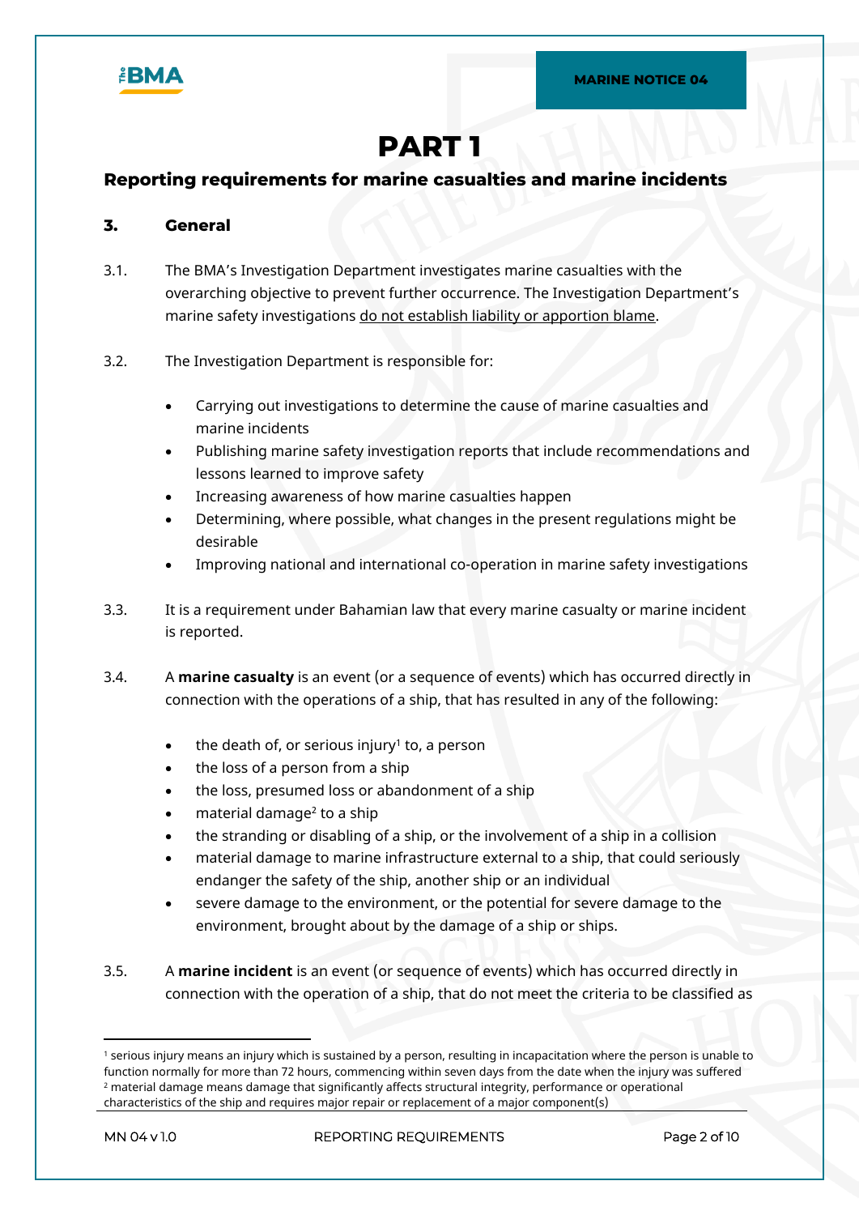# PART 1

## Reporting requirements for marine casualties and marine incidents

### 3. General

3.1. The BMA's Investigation Department investigates marine casualties with the overarching objective to prevent further occurrence. The Investigation Department's marine safety investigations do not establish liability or apportion blame.

3.2. The Investigation Department is responsible for:

- Carrying out investigations to determine the cause of marine casualties and marine incidents
- Publishing marine safety investigation reports that include recommendations and lessons learned to improve safety
- Increasing awareness of how marine casualties happen
- Determining, where possible, what changes in the present regulations might be desirable
- Improving national and international co-operation in marine safety investigations

3.3. It is a requirement under Bahamian law that every marine casualty or marine incident is reported.

3.4. A **marine casualty** is an event (or a sequence of events) which has occurred directly in connection with the operations of a ship, that has resulted in any of the following:

- the death of, or serious injury[1] to, a person
- the loss of a person from a ship
- the loss, presumed loss or abandonment of a ship
- material damage[2] to a ship
- the stranding or disabling of a ship, or the involvement of a ship in a collision
- material damage to marine infrastructure external to a ship, that could seriously endanger the safety of the ship, another ship or an individual
- severe damage to the environment, or the potential for severe damage to the environment, brought about by the damage of a ship or ships.

3.5. A **marine incident** is an event (or sequence of events) which has occurred directly in connection with the operation of a ship, that do not meet the criteria to be classified as

---

[1] serious injury means an injury which is sustained by a person, resulting in incapacitation where the person is unable to function normally for more than 72 hours, commencing within seven days from the date when the injury was suffered

[2] material damage means damage that significantly affects structural integrity, performance or operational characteristics of the ship and requires major repair or replacement of a major component(s)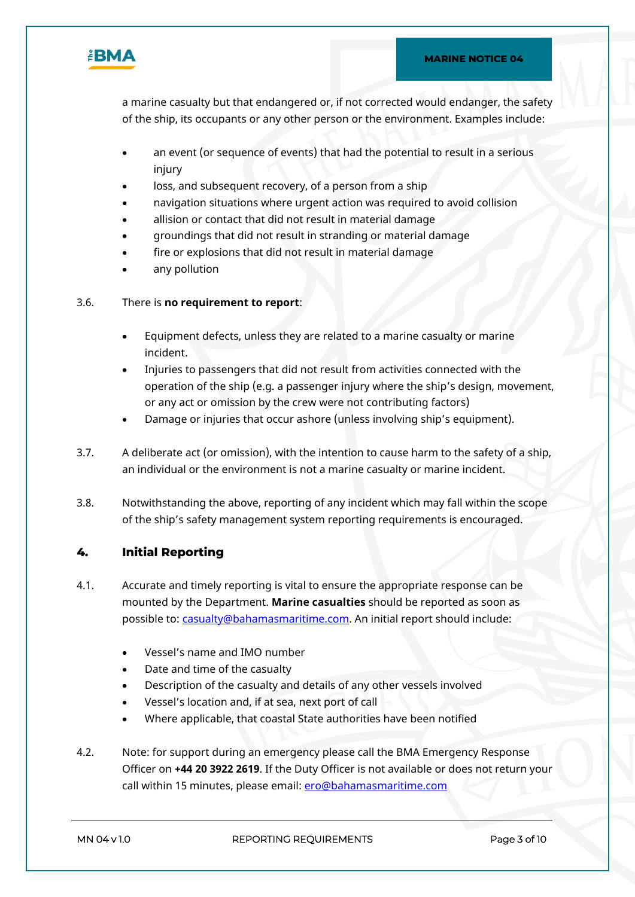a marine casualty but that endangered or, if not corrected would endanger, the safety of the ship, its occupants or any other person or the environment. Examples include:

- an event (or sequence of events) that had the potential to result in a serious injury
- loss, and subsequent recovery, of a person from a ship
- navigation situations where urgent action was required to avoid collision
- allision or contact that did not result in material damage
- groundings that did not result in stranding or material damage
- fire or explosions that did not result in material damage
- any pollution

3.6. There is **no requirement to report**:

- Equipment defects, unless they are related to a marine casualty or marine incident.
- Injuries to passengers that did not result from activities connected with the operation of the ship (e.g. a passenger injury where the ship's design, movement, or any act or omission by the crew were not contributing factors)
- Damage or injuries that occur ashore (unless involving ship's equipment).

3.7. A deliberate act (or omission), with the intention to cause harm to the safety of a ship, an individual or the environment is not a marine casualty or marine incident.

3.8. Notwithstanding the above, reporting of any incident which may fall within the scope of the ship's safety management system reporting requirements is encouraged.

## 4. Initial Reporting

4.1. Accurate and timely reporting is vital to ensure the appropriate response can be mounted by the Department. **Marine casualties** should be reported as soon as possible to: casualty@bahamasmaritime.com. An initial report should include:

- Vessel's name and IMO number
- Date and time of the casualty
- Description of the casualty and details of any other vessels involved
- Vessel's location and, if at sea, next port of call
- Where applicable, that coastal State authorities have been notified

4.2. Note: for support during an emergency please call the BMA Emergency Response Officer on **+44 20 3922 2619**. If the Duty Officer is not available or does not return your call within 15 minutes, please email: ero@bahamasmaritime.com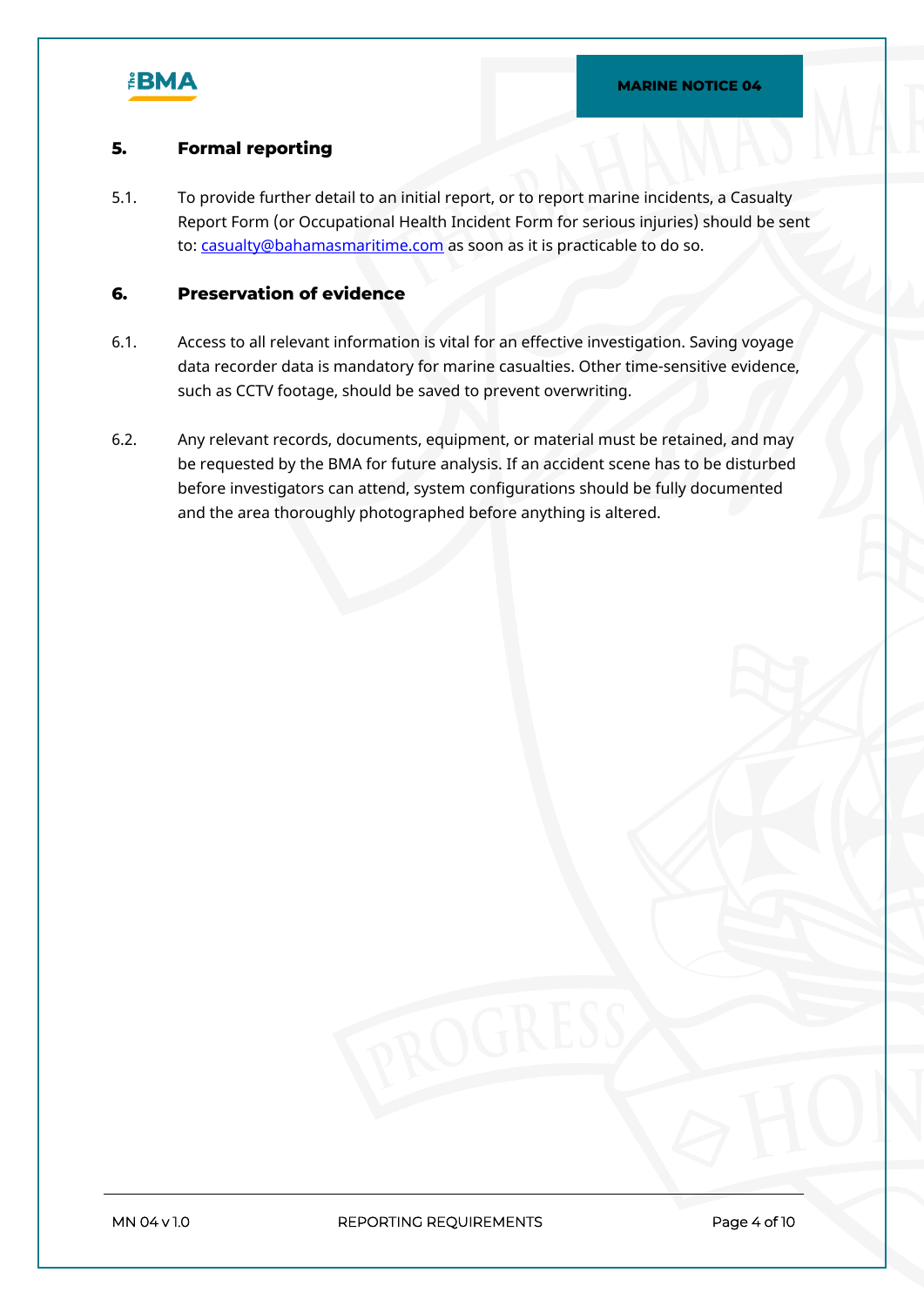## 5. Formal reporting

5.1. To provide further detail to an initial report, or to report marine incidents, a Casualty Report Form (or Occupational Health Incident Form for serious injuries) should be sent to: casualty@bahamasmaritime.com as soon as it is practicable to do so.

## 6. Preservation of evidence

6.1. Access to all relevant information is vital for an effective investigation. Saving voyage data recorder data is mandatory for marine casualties. Other time-sensitive evidence, such as CCTV footage, should be saved to prevent overwriting.

6.2. Any relevant records, documents, equipment, or material must be retained, and may be requested by the BMA for future analysis. If an accident scene has to be disturbed before investigators can attend, system configurations should be fully documented and the area thoroughly photographed before anything is altered.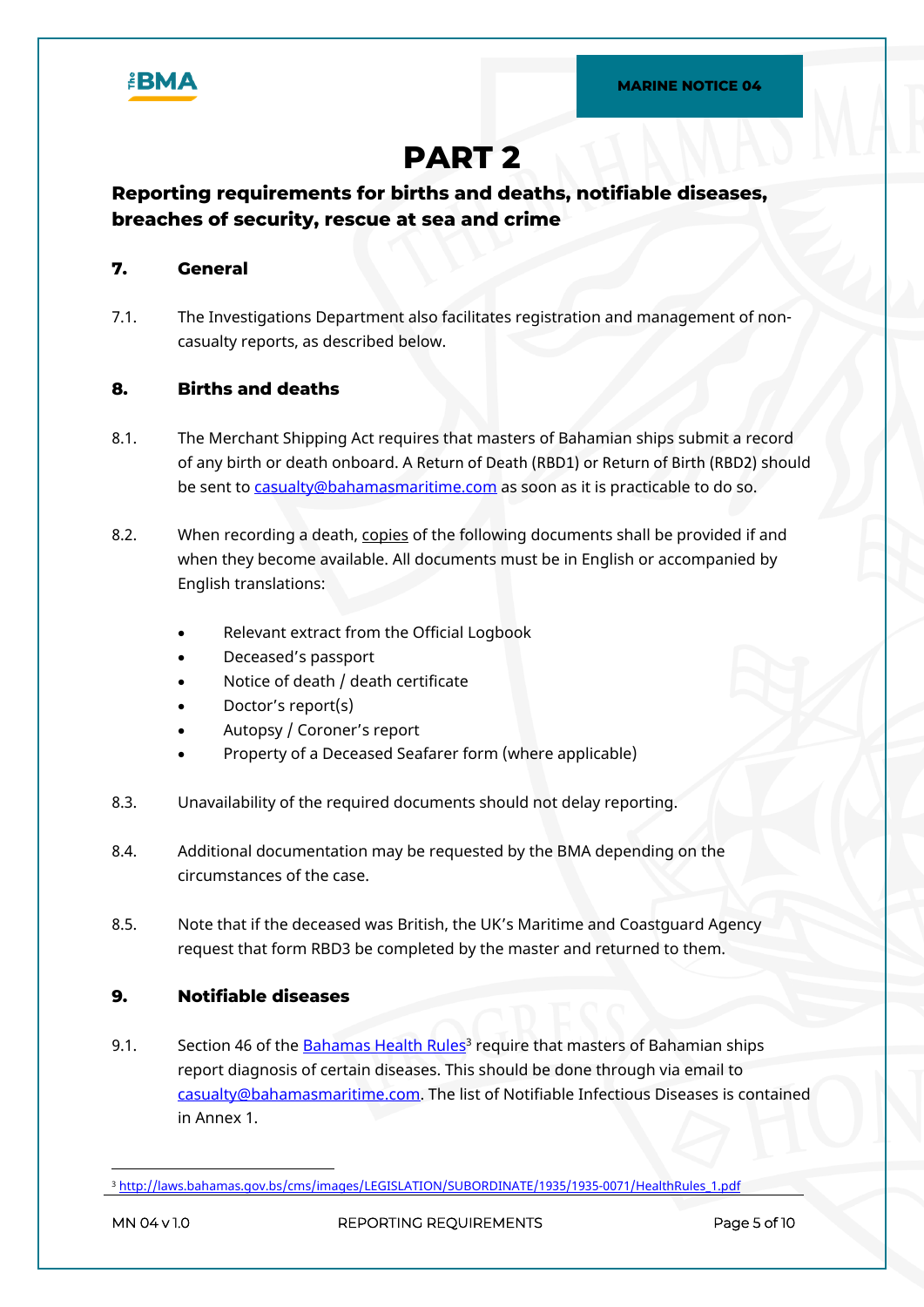# PART 2

## Reporting requirements for births and deaths, notifiable diseases, breaches of security, rescue at sea and crime

### 7. General

7.1. The Investigations Department also facilitates registration and management of non-casualty reports, as described below.

### 8. Births and deaths

8.1. The Merchant Shipping Act requires that masters of Bahamian ships submit a record of any birth or death onboard. A Return of Death (RBD1) or Return of Birth (RBD2) should be sent to casualty@bahamasmaritime.com as soon as it is practicable to do so.

8.2. When recording a death, copies of the following documents shall be provided if and when they become available. All documents must be in English or accompanied by English translations:

- Relevant extract from the Official Logbook
- Deceased's passport
- Notice of death / death certificate
- Doctor's report(s)
- Autopsy / Coroner's report
- Property of a Deceased Seafarer form (where applicable)

8.3. Unavailability of the required documents should not delay reporting.

8.4. Additional documentation may be requested by the BMA depending on the circumstances of the case.

8.5. Note that if the deceased was British, the UK's Maritime and Coastguard Agency request that form RBD3 be completed by the master and returned to them.

### 9. Notifiable diseases

9.1. Section 46 of the Bahamas Health Rules[3] require that masters of Bahamian ships report diagnosis of certain diseases. This should be done through via email to casualty@bahamasmaritime.com. The list of Notifiable Infectious Diseases is contained in Annex 1.

[3] http://laws.bahamas.gov.bs/cms/images/LEGISLATION/SUBORDINATE/1935/1935-0071/HealthRules_1.pdf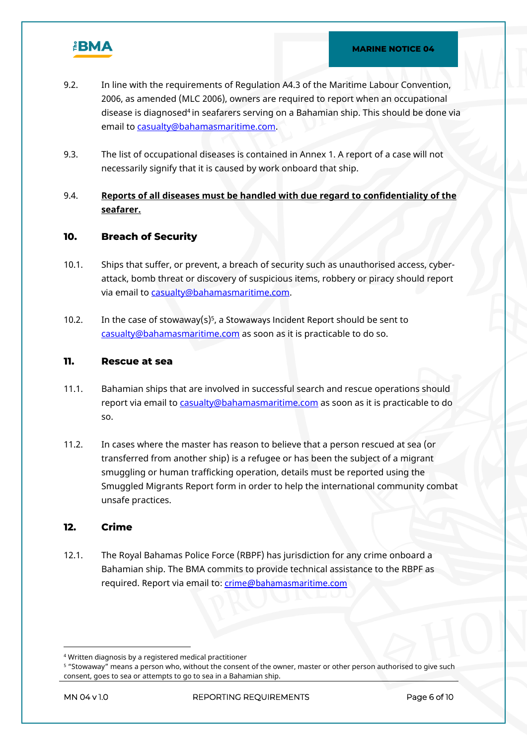9.2. In line with the requirements of Regulation A4.3 of the Maritime Labour Convention, 2006, as amended (MLC 2006), owners are required to report when an occupational disease is diagnosed[4] in seafarers serving on a Bahamian ship. This should be done via email to casualty@bahamasmaritime.com.

9.3. The list of occupational diseases is contained in Annex 1. A report of a case will not necessarily signify that it is caused by work onboard that ship.

9.4. **Reports of all diseases must be handled with due regard to confidentiality of the seafarer.**

## 10. Breach of Security

10.1. Ships that suffer, or prevent, a breach of security such as unauthorised access, cyber-attack, bomb threat or discovery of suspicious items, robbery or piracy should report via email to casualty@bahamasmaritime.com.

10.2. In the case of stowaway(s)[5], a Stowaways Incident Report should be sent to casualty@bahamasmaritime.com as soon as it is practicable to do so.

## 11. Rescue at sea

11.1. Bahamian ships that are involved in successful search and rescue operations should report via email to casualty@bahamasmaritime.com as soon as it is practicable to do so.

11.2. In cases where the master has reason to believe that a person rescued at sea (or transferred from another ship) is a refugee or has been the subject of a migrant smuggling or human trafficking operation, details must be reported using the Smuggled Migrants Report form in order to help the international community combat unsafe practices.

## 12. Crime

12.1. The Royal Bahamas Police Force (RBPF) has jurisdiction for any crime onboard a Bahamian ship. The BMA commits to provide technical assistance to the RBPF as required. Report via email to: crime@bahamasmaritime.com

---

[4] Written diagnosis by a registered medical practitioner

[5] "Stowaway" means a person who, without the consent of the owner, master or other person authorised to give such consent, goes to sea or attempts to go to sea in a Bahamian ship.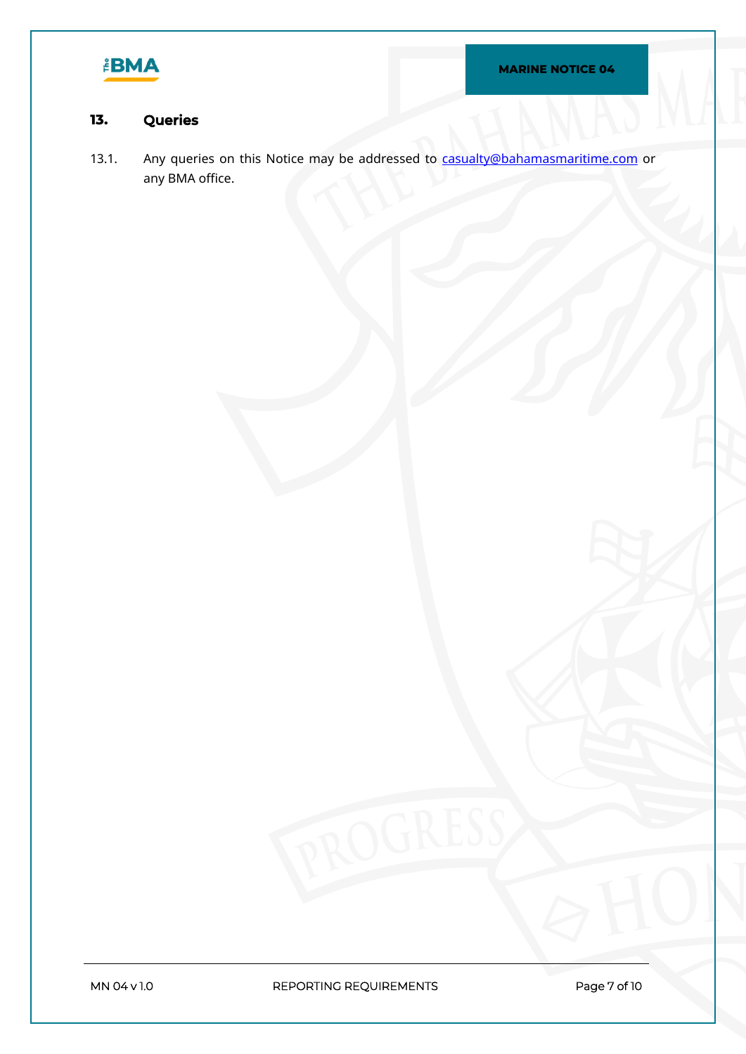## 13. Queries

13.1. Any queries on this Notice may be addressed to casualty@bahamasmaritime.com or any BMA office.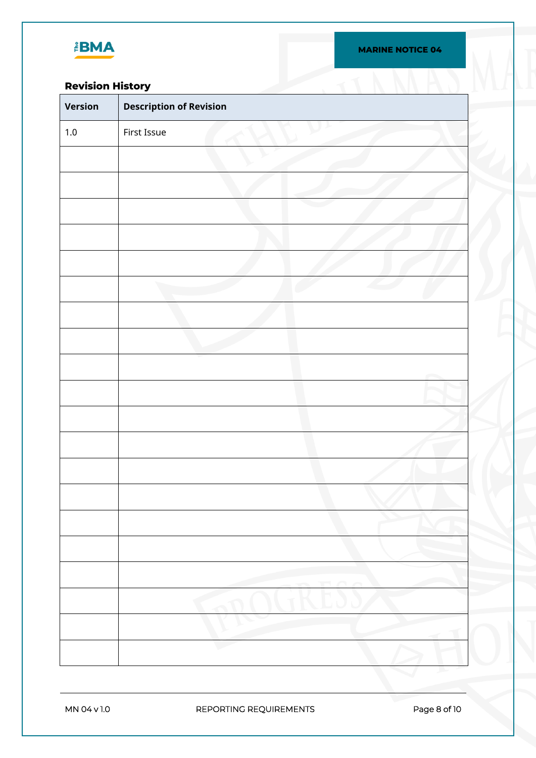## Revision History

| Version | Description of Revision |
| --- | --- |
| 1.0 | First Issue |
| | |
| | |
| | |
| | |
| | |
| | |
| | |
| | |
| | |
| | |
| | |
| | |
| | |
| | |
| | |
| | |
| | |
| | |
| | |
| | |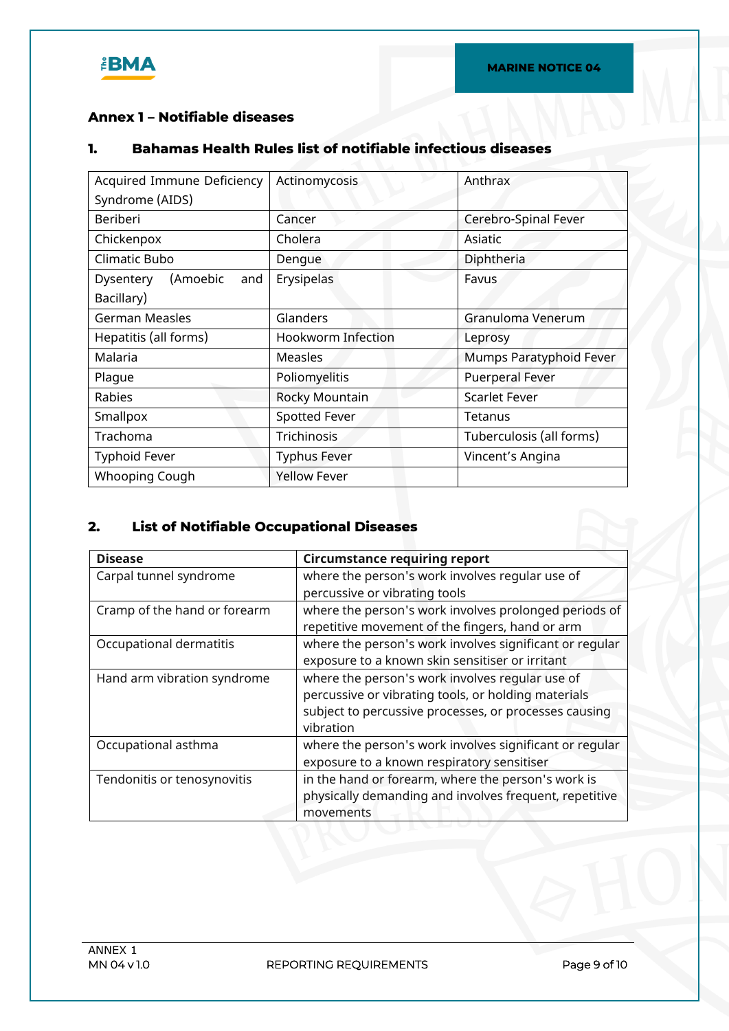## Annex 1 – Notifiable diseases

### 1. Bahamas Health Rules list of notifiable infectious diseases

| | | |
|---|---|---|
| Acquired Immune Deficiency Syndrome (AIDS) | Actinomycosis | Anthrax |
| Beriberi | Cancer | Cerebro-Spinal Fever |
| Chickenpox | Cholera | Asiatic |
| Climatic Bubo | Dengue | Diphtheria |
| Dysentery (Amoebic and Bacillary) | Erysipelas | Favus |
| German Measles | Glanders | Granuloma Venerum |
| Hepatitis (all forms) | Hookworm Infection | Leprosy |
| Malaria | Measles | Mumps Paratyphoid Fever |
| Plague | Poliomyelitis | Puerperal Fever |
| Rabies | Rocky Mountain | Scarlet Fever |
| Smallpox | Spotted Fever | Tetanus |
| Trachoma | Trichinosis | Tuberculosis (all forms) |
| Typhoid Fever | Typhus Fever | Vincent's Angina |
| Whooping Cough | Yellow Fever | |

### 2. List of Notifiable Occupational Diseases

| Disease | Circumstance requiring report |
|---|---|
| Carpal tunnel syndrome | where the person's work involves regular use of percussive or vibrating tools |
| Cramp of the hand or forearm | where the person's work involves prolonged periods of repetitive movement of the fingers, hand or arm |
| Occupational dermatitis | where the person's work involves significant or regular exposure to a known skin sensitiser or irritant |
| Hand arm vibration syndrome | where the person's work involves regular use of percussive or vibrating tools, or holding materials subject to percussive processes, or processes causing vibration |
| Occupational asthma | where the person's work involves significant or regular exposure to a known respiratory sensitiser |
| Tendonitis or tenosynovitis | in the hand or forearm, where the person's work is physically demanding and involves frequent, repetitive movements |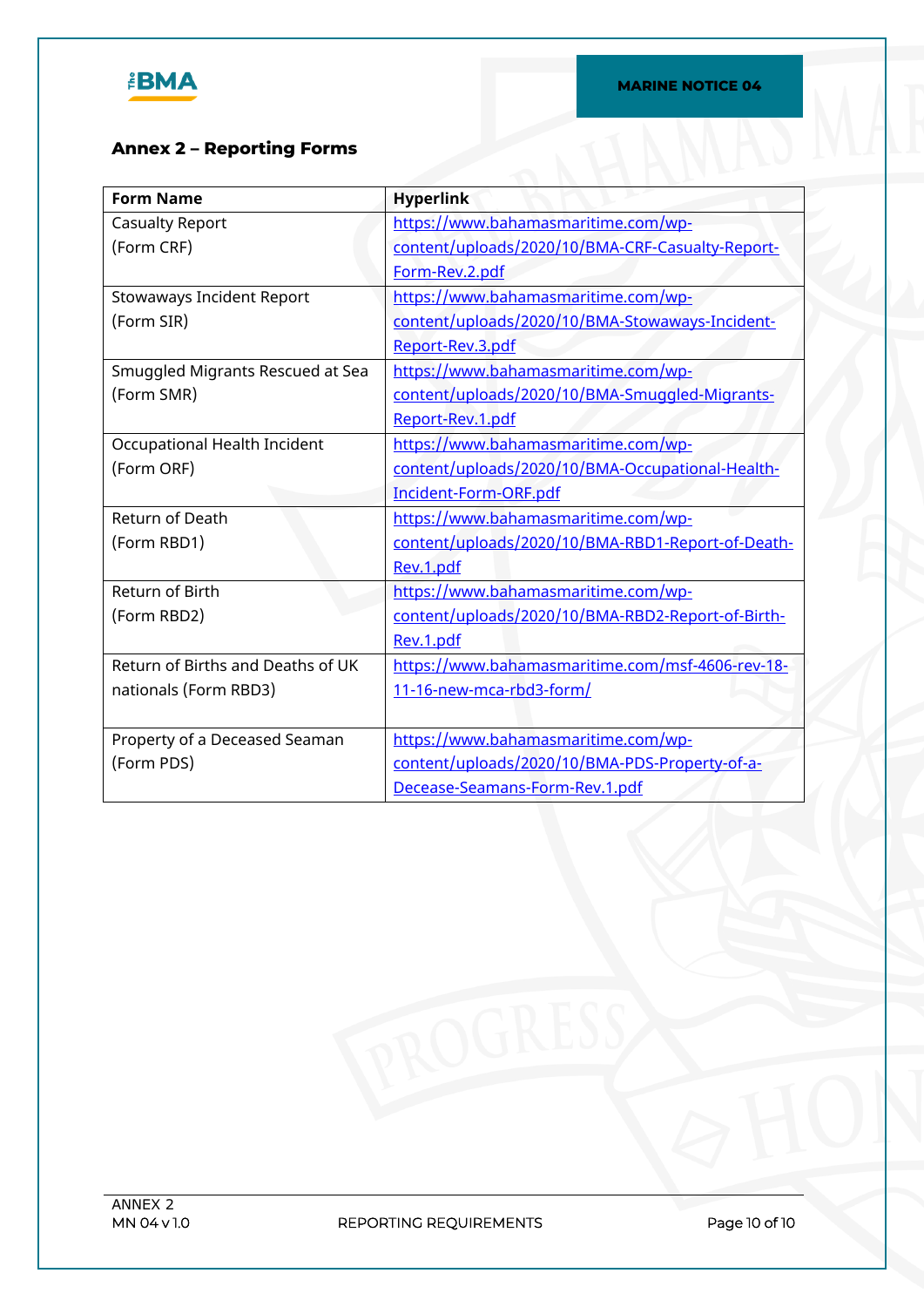## Annex 2 – Reporting Forms

| Form Name | Hyperlink |
|---|---|
| Casualty Report (Form CRF) | https://www.bahamasmaritime.com/wp-content/uploads/2020/10/BMA-CRF-Casualty-Report-Form-Rev.2.pdf |
| Stowaways Incident Report (Form SIR) | https://www.bahamasmaritime.com/wp-content/uploads/2020/10/BMA-Stowaways-Incident-Report-Rev.3.pdf |
| Smuggled Migrants Rescued at Sea (Form SMR) | https://www.bahamasmaritime.com/wp-content/uploads/2020/10/BMA-Smuggled-Migrants-Report-Rev.1.pdf |
| Occupational Health Incident (Form ORF) | https://www.bahamasmaritime.com/wp-content/uploads/2020/10/BMA-Occupational-Health-Incident-Form-ORF.pdf |
| Return of Death (Form RBD1) | https://www.bahamasmaritime.com/wp-content/uploads/2020/10/BMA-RBD1-Report-of-Death-Rev.1.pdf |
| Return of Birth (Form RBD2) | https://www.bahamasmaritime.com/wp-content/uploads/2020/10/BMA-RBD2-Report-of-Birth-Rev.1.pdf |
| Return of Births and Deaths of UK nationals (Form RBD3) | https://www.bahamasmaritime.com/msf-4606-rev-18-11-16-new-mca-rbd3-form/ |
| Property of a Deceased Seaman (Form PDS) | https://www.bahamasmaritime.com/wp-content/uploads/2020/10/BMA-PDS-Property-of-a-Decease-Seamans-Form-Rev.1.pdf |